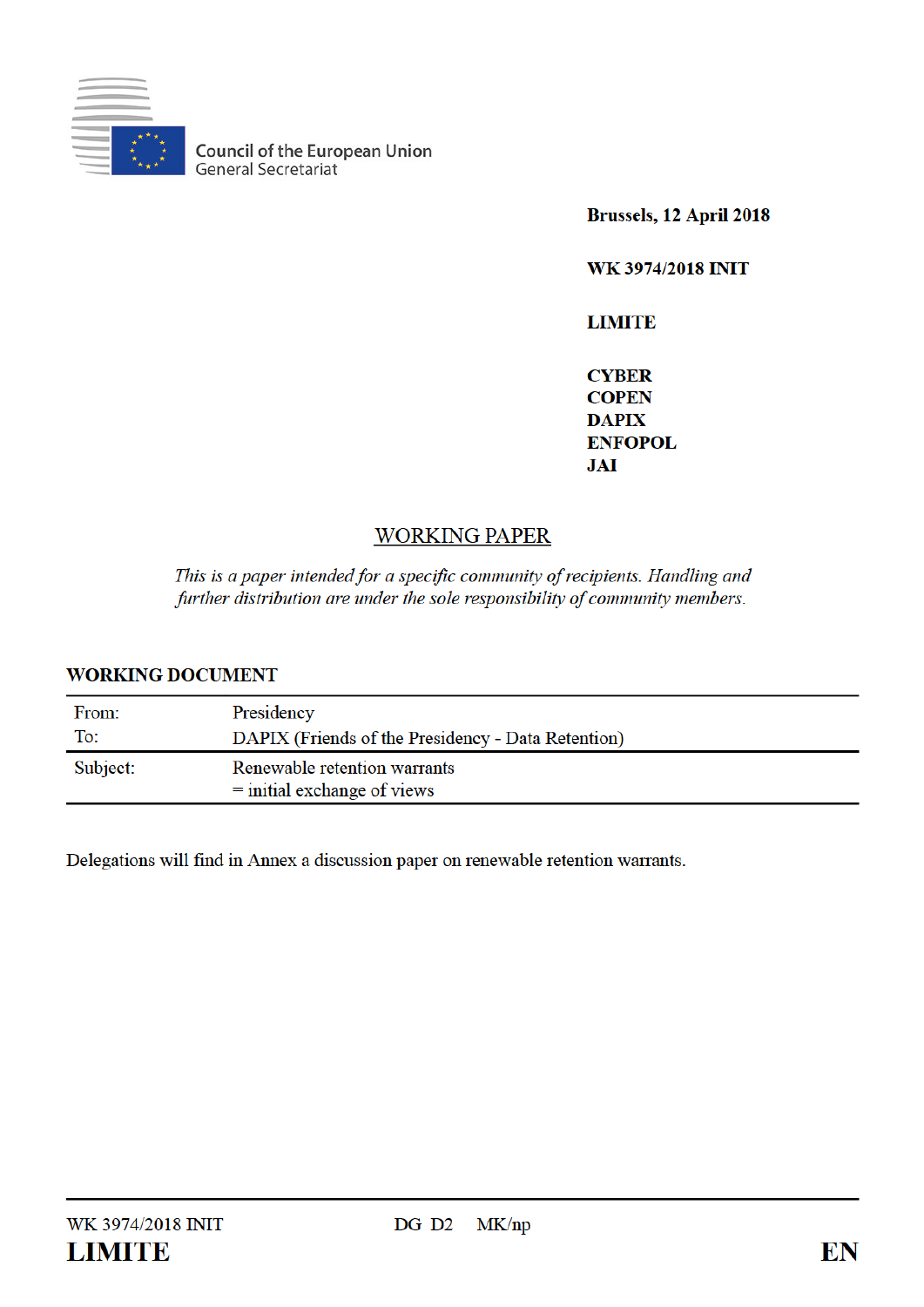Council of the European Union
General Secretariat

**Brussels, 12 April 2018**

**WK 3974/2018 INIT**

**LIMITE**

**CYBER**
**COPEN**
**DAPIX**
**ENFOPOL**
**JAI**

## WORKING PAPER

*This is a paper intended for a specific community of recipients. Handling and further distribution are under the sole responsibility of community members.*

**WORKING DOCUMENT**

| | |
|---|---|
| From: | Presidency |
| To: | DAPIX (Friends of the Presidency - Data Retention) |
| Subject: | Renewable retention warrants<br>= initial exchange of views |

Delegations will find in Annex a discussion paper on renewable retention warrants.

WK 3974/2018 INIT DG D2 MK/np
**LIMITE** **EN**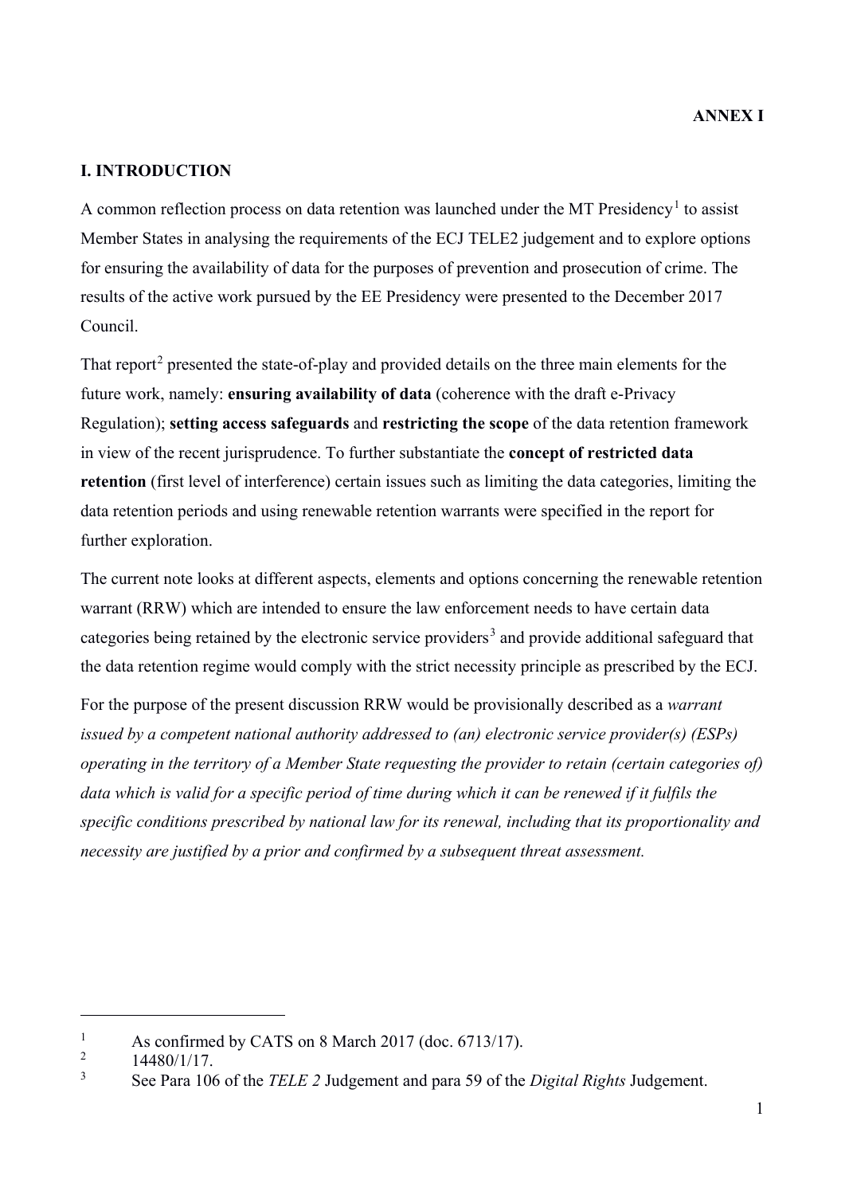**ANNEX I**

## I. INTRODUCTION

A common reflection process on data retention was launched under the MT Presidency[1] to assist Member States in analysing the requirements of the ECJ TELE2 judgement and to explore options for ensuring the availability of data for the purposes of prevention and prosecution of crime. The results of the active work pursued by the EE Presidency were presented to the December 2017 Council.

That report[2] presented the state-of-play and provided details on the three main elements for the future work, namely: **ensuring availability of data** (coherence with the draft e-Privacy Regulation); **setting access safeguards** and **restricting the scope** of the data retention framework in view of the recent jurisprudence. To further substantiate the **concept of restricted data retention** (first level of interference) certain issues such as limiting the data categories, limiting the data retention periods and using renewable retention warrants were specified in the report for further exploration.

The current note looks at different aspects, elements and options concerning the renewable retention warrant (RRW) which are intended to ensure the law enforcement needs to have certain data categories being retained by the electronic service providers[3] and provide additional safeguard that the data retention regime would comply with the strict necessity principle as prescribed by the ECJ.

For the purpose of the present discussion RRW would be provisionally described as a *warrant issued by a competent national authority addressed to (an) electronic service provider(s) (ESPs) operating in the territory of a Member State requesting the provider to retain (certain categories of) data which is valid for a specific period of time during which it can be renewed if it fulfils the specific conditions prescribed by national law for its renewal, including that its proportionality and necessity are justified by a prior and confirmed by a subsequent threat assessment.*

---

[1] As confirmed by CATS on 8 March 2017 (doc. 6713/17).

[2] 14480/1/17.

[3] See Para 106 of the *TELE 2* Judgement and para 59 of the *Digital Rights* Judgement.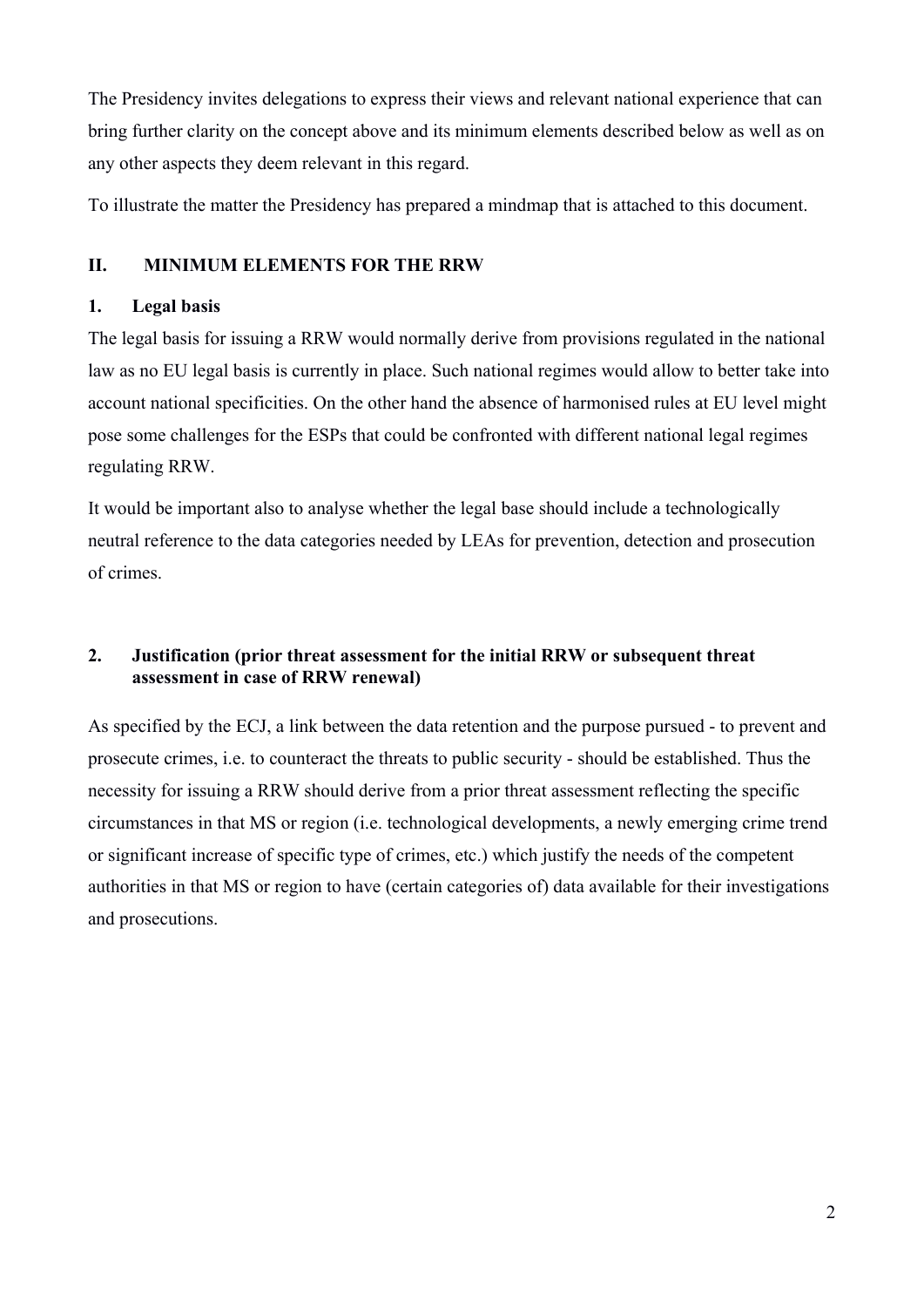The Presidency invites delegations to express their views and relevant national experience that can bring further clarity on the concept above and its minimum elements described below as well as on any other aspects they deem relevant in this regard.

To illustrate the matter the Presidency has prepared a mindmap that is attached to this document.

## II. MINIMUM ELEMENTS FOR THE RRW

### 1. Legal basis

The legal basis for issuing a RRW would normally derive from provisions regulated in the national law as no EU legal basis is currently in place. Such national regimes would allow to better take into account national specificities. On the other hand the absence of harmonised rules at EU level might pose some challenges for the ESPs that could be confronted with different national legal regimes regulating RRW.

It would be important also to analyse whether the legal base should include a technologically neutral reference to the data categories needed by LEAs for prevention, detection and prosecution of crimes.

### 2. Justification (prior threat assessment for the initial RRW or subsequent threat assessment in case of RRW renewal)

As specified by the ECJ, a link between the data retention and the purpose pursued - to prevent and prosecute crimes, i.e. to counteract the threats to public security - should be established. Thus the necessity for issuing a RRW should derive from a prior threat assessment reflecting the specific circumstances in that MS or region (i.e. technological developments, a newly emerging crime trend or significant increase of specific type of crimes, etc.) which justify the needs of the competent authorities in that MS or region to have (certain categories of) data available for their investigations and prosecutions.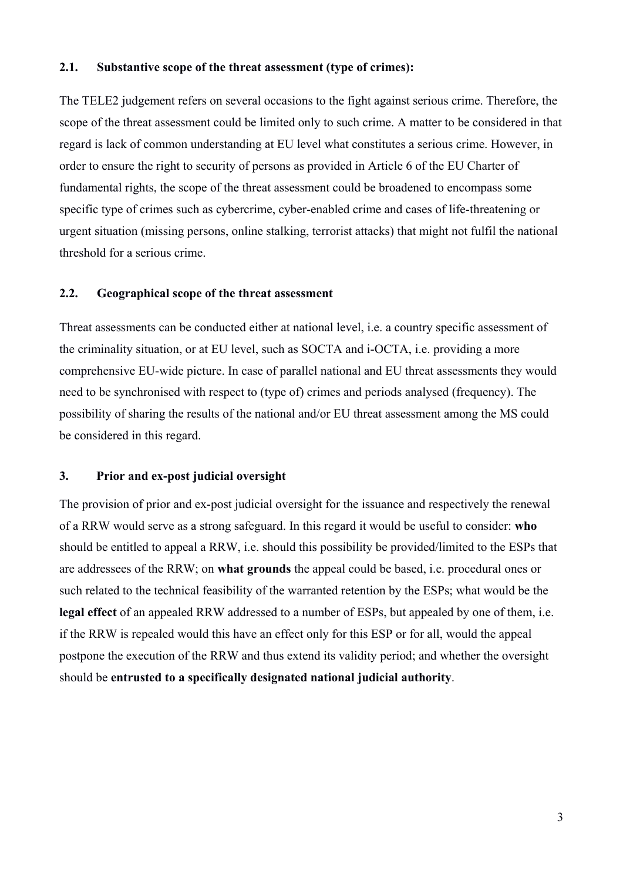### 2.1. Substantive scope of the threat assessment (type of crimes):

The TELE2 judgement refers on several occasions to the fight against serious crime. Therefore, the scope of the threat assessment could be limited only to such crime. A matter to be considered in that regard is lack of common understanding at EU level what constitutes a serious crime. However, in order to ensure the right to security of persons as provided in Article 6 of the EU Charter of fundamental rights, the scope of the threat assessment could be broadened to encompass some specific type of crimes such as cybercrime, cyber-enabled crime and cases of life-threatening or urgent situation (missing persons, online stalking, terrorist attacks) that might not fulfil the national threshold for a serious crime.

### 2.2. Geographical scope of the threat assessment

Threat assessments can be conducted either at national level, i.e. a country specific assessment of the criminality situation, or at EU level, such as SOCTA and i-OCTA, i.e. providing a more comprehensive EU-wide picture. In case of parallel national and EU threat assessments they would need to be synchronised with respect to (type of) crimes and periods analysed (frequency). The possibility of sharing the results of the national and/or EU threat assessment among the MS could be considered in this regard.

## 3. Prior and ex-post judicial oversight

The provision of prior and ex-post judicial oversight for the issuance and respectively the renewal of a RRW would serve as a strong safeguard. In this regard it would be useful to consider: **who** should be entitled to appeal a RRW, i.e. should this possibility be provided/limited to the ESPs that are addressees of the RRW; on **what grounds** the appeal could be based, i.e. procedural ones or such related to the technical feasibility of the warranted retention by the ESPs; what would be the **legal effect** of an appealed RRW addressed to a number of ESPs, but appealed by one of them, i.e. if the RRW is repealed would this have an effect only for this ESP or for all, would the appeal postpone the execution of the RRW and thus extend its validity period; and whether the oversight should be **entrusted to a specifically designated national judicial authority**.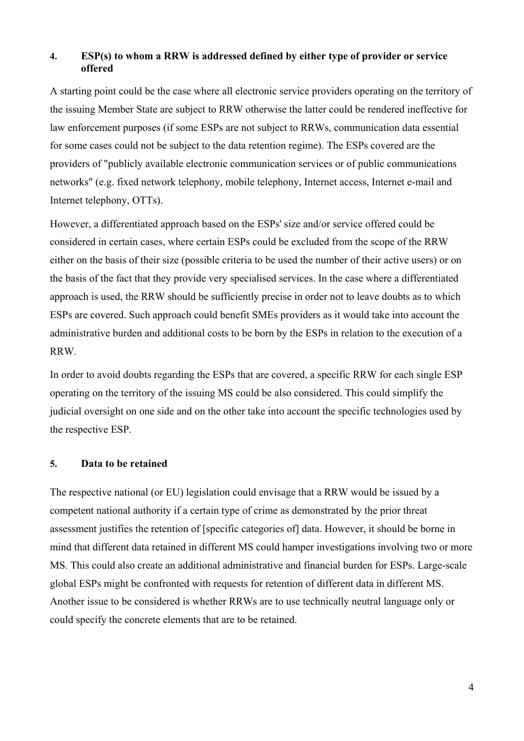## 4. ESP(s) to whom a RRW is addressed defined by either type of provider or service offered

A starting point could be the case where all electronic service providers operating on the territory of the issuing Member State are subject to RRW otherwise the latter could be rendered ineffective for law enforcement purposes (if some ESPs are not subject to RRWs, communication data essential for some cases could not be subject to the data retention regime). The ESPs covered are the providers of "publicly available electronic communication services or of public communications networks" (e.g. fixed network telephony, mobile telephony, Internet access, Internet e-mail and Internet telephony, OTTs).

However, a differentiated approach based on the ESPs' size and/or service offered could be considered in certain cases, where certain ESPs could be excluded from the scope of the RRW either on the basis of their size (possible criteria to be used the number of their active users) or on the basis of the fact that they provide very specialised services. In the case where a differentiated approach is used, the RRW should be sufficiently precise in order not to leave doubts as to which ESPs are covered. Such approach could benefit SMEs providers as it would take into account the administrative burden and additional costs to be born by the ESPs in relation to the execution of a RRW.

In order to avoid doubts regarding the ESPs that are covered, a specific RRW for each single ESP operating on the territory of the issuing MS could be also considered. This could simplify the judicial oversight on one side and on the other take into account the specific technologies used by the respective ESP.

## 5. Data to be retained

The respective national (or EU) legislation could envisage that a RRW would be issued by a competent national authority if a certain type of crime as demonstrated by the prior threat assessment justifies the retention of [specific categories of] data. However, it should be borne in mind that different data retained in different MS could hamper investigations involving two or more MS. This could also create an additional administrative and financial burden for ESPs. Large-scale global ESPs might be confronted with requests for retention of different data in different MS. Another issue to be considered is whether RRWs are to use technically neutral language only or could specify the concrete elements that are to be retained.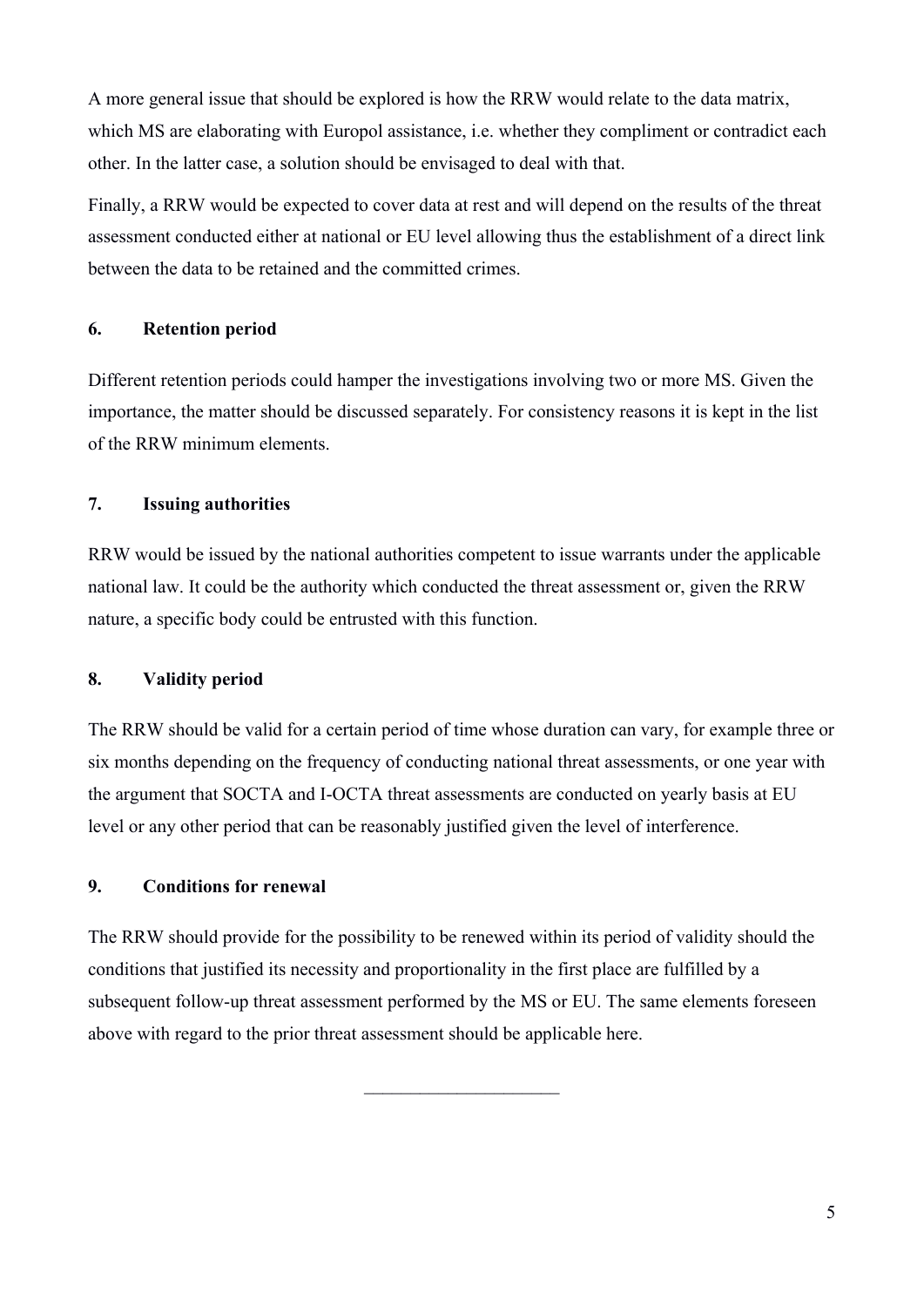A more general issue that should be explored is how the RRW would relate to the data matrix, which MS are elaborating with Europol assistance, i.e. whether they compliment or contradict each other. In the latter case, a solution should be envisaged to deal with that.

Finally, a RRW would be expected to cover data at rest and will depend on the results of the threat assessment conducted either at national or EU level allowing thus the establishment of a direct link between the data to be retained and the committed crimes.

### 6. Retention period

Different retention periods could hamper the investigations involving two or more MS. Given the importance, the matter should be discussed separately. For consistency reasons it is kept in the list of the RRW minimum elements.

### 7. Issuing authorities

RRW would be issued by the national authorities competent to issue warrants under the applicable national law. It could be the authority which conducted the threat assessment or, given the RRW nature, a specific body could be entrusted with this function.

### 8. Validity period

The RRW should be valid for a certain period of time whose duration can vary, for example three or six months depending on the frequency of conducting national threat assessments, or one year with the argument that SOCTA and I-OCTA threat assessments are conducted on yearly basis at EU level or any other period that can be reasonably justified given the level of interference.

### 9. Conditions for renewal

The RRW should provide for the possibility to be renewed within its period of validity should the conditions that justified its necessity and proportionality in the first place are fulfilled by a subsequent follow-up threat assessment performed by the MS or EU. The same elements foreseen above with regard to the prior threat assessment should be applicable here.

---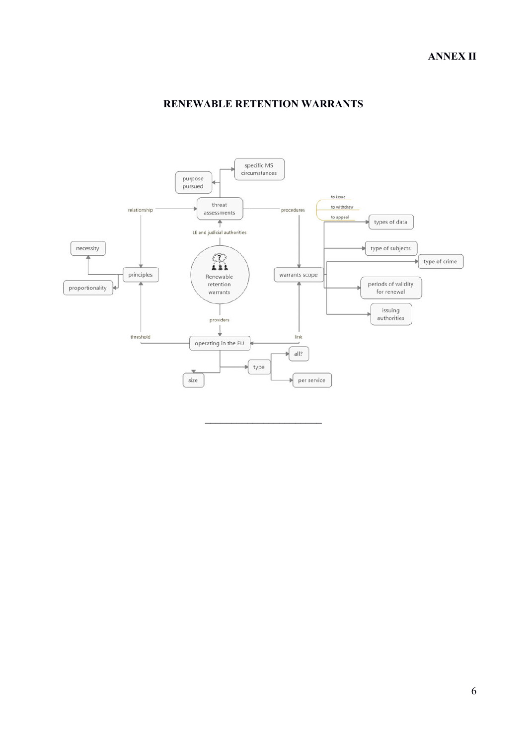**ANNEX II**

# RENEWABLE RETENTION WARRANTS

specific MS circumstances

purpose pursued

relationship

threat assessments

procedures

to issue

to withdraw

to appeal

types of data

LE and judicial authorities

necessity

type of subjects

type of crime

principles

Renewable retention warrants

warrants scope

proportionality

periods of validity for renewal

issuing authorities

providers

threshold

link

operating in the EU

all?

type

size

per service

\_\_\_\_\_\_\_\_\_\_\_\_\_\_\_\_\_\_\_\_\_\_\_\_\_\_